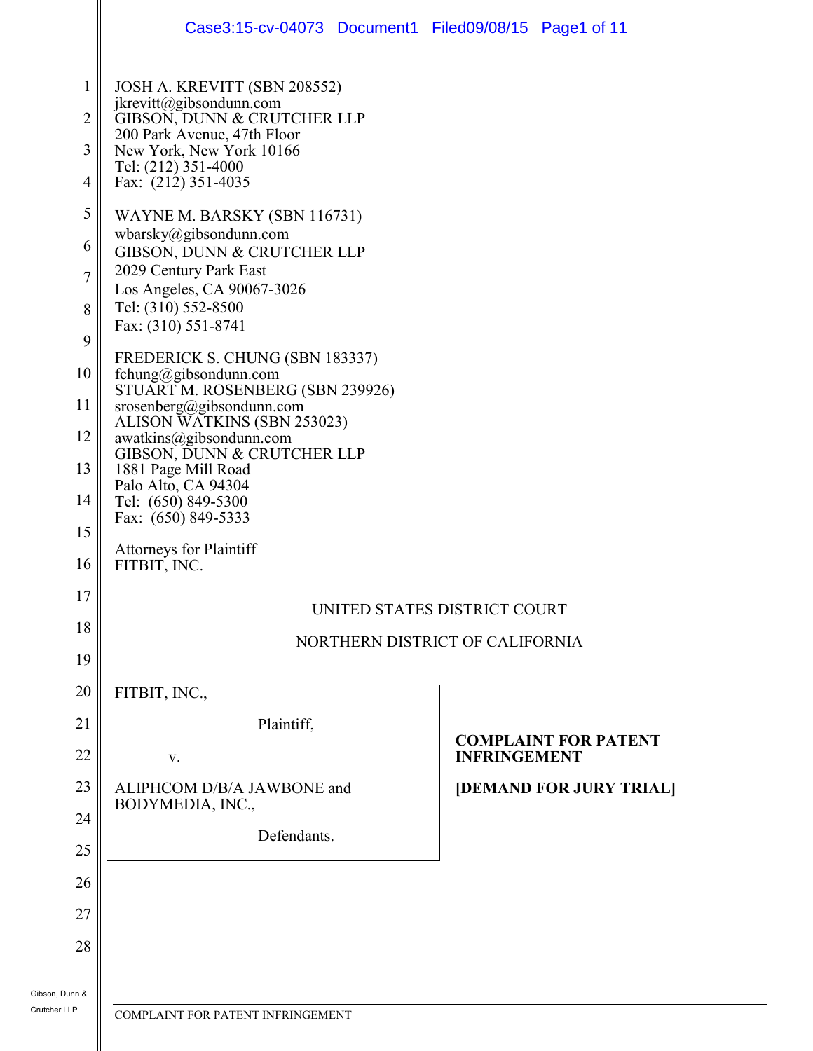JOSH A. KREVITT (SBN 208552)
jkrevitt@gibsondunn.com
GIBSON, DUNN & CRUTCHER LLP
200 Park Avenue, 47th Floor
New York, New York 10166
Tel: (212) 351-4000
Fax: (212) 351-4035

WAYNE M. BARSKY (SBN 116731)
wbarsky@gibsondunn.com
GIBSON, DUNN & CRUTCHER LLP
2029 Century Park East
Los Angeles, CA 90067-3026
Tel: (310) 552-8500
Fax: (310) 551-8741

FREDERICK S. CHUNG (SBN 183337)
fchung@gibsondunn.com
STUART M. ROSENBERG (SBN 239926)
srosenberg@gibsondunn.com
ALISON WATKINS (SBN 253023)
awatkins@gibsondunn.com
GIBSON, DUNN & CRUTCHER LLP
1881 Page Mill Road
Palo Alto, CA 94304
Tel: (650) 849-5300
Fax: (650) 849-5333

Attorneys for Plaintiff
FITBIT, INC.

UNITED STATES DISTRICT COURT

NORTHERN DISTRICT OF CALIFORNIA

FITBIT, INC.,

Plaintiff,

v.

ALIPHCOM D/B/A JAWBONE and BODYMEDIA, INC.,

Defendants.

**COMPLAINT FOR PATENT INFRINGEMENT**

**[DEMAND FOR JURY TRIAL]**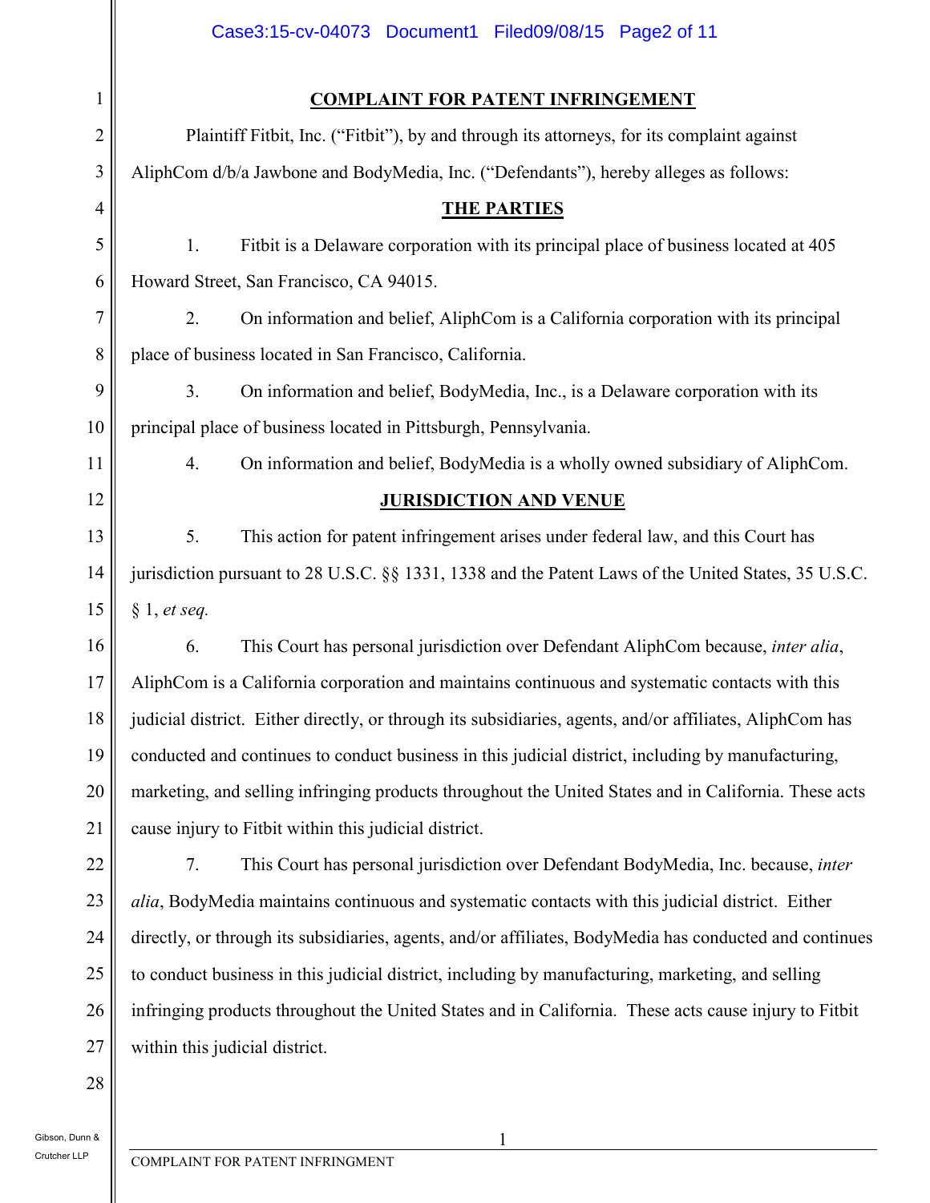# COMPLAINT FOR PATENT INFRINGEMENT

Plaintiff Fitbit, Inc. ("Fitbit"), by and through its attorneys, for its complaint against AliphCom d/b/a Jawbone and BodyMedia, Inc. ("Defendants"), hereby alleges as follows:

## THE PARTIES

1. Fitbit is a Delaware corporation with its principal place of business located at 405 Howard Street, San Francisco, CA 94015.

2. On information and belief, AliphCom is a California corporation with its principal place of business located in San Francisco, California.

3. On information and belief, BodyMedia, Inc., is a Delaware corporation with its principal place of business located in Pittsburgh, Pennsylvania.

4. On information and belief, BodyMedia is a wholly owned subsidiary of AliphCom.

## JURISDICTION AND VENUE

5. This action for patent infringement arises under federal law, and this Court has jurisdiction pursuant to 28 U.S.C. §§ 1331, 1338 and the Patent Laws of the United States, 35 U.S.C. § 1, *et seq.*

6. This Court has personal jurisdiction over Defendant AliphCom because, *inter alia*, AliphCom is a California corporation and maintains continuous and systematic contacts with this judicial district. Either directly, or through its subsidiaries, agents, and/or affiliates, AliphCom has conducted and continues to conduct business in this judicial district, including by manufacturing, marketing, and selling infringing products throughout the United States and in California. These acts cause injury to Fitbit within this judicial district.

7. This Court has personal jurisdiction over Defendant BodyMedia, Inc. because, *inter alia*, BodyMedia maintains continuous and systematic contacts with this judicial district. Either directly, or through its subsidiaries, agents, and/or affiliates, BodyMedia has conducted and continues to conduct business in this judicial district, including by manufacturing, marketing, and selling infringing products throughout the United States and in California. These acts cause injury to Fitbit within this judicial district.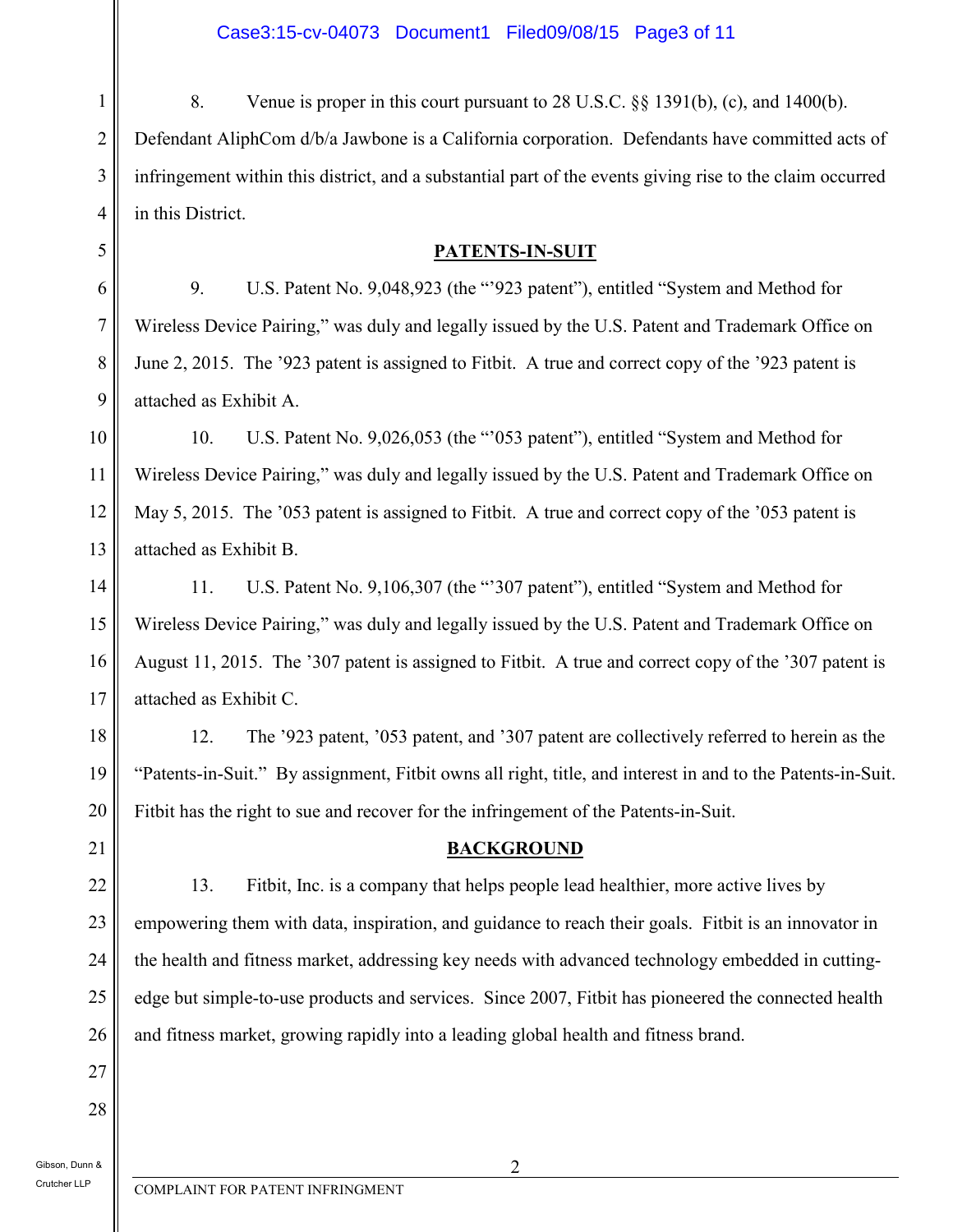8. Venue is proper in this court pursuant to 28 U.S.C. §§ 1391(b), (c), and 1400(b). Defendant AliphCom d/b/a Jawbone is a California corporation. Defendants have committed acts of infringement within this district, and a substantial part of the events giving rise to the claim occurred in this District.

## PATENTS-IN-SUIT

9. U.S. Patent No. 9,048,923 (the "'923 patent"), entitled "System and Method for Wireless Device Pairing," was duly and legally issued by the U.S. Patent and Trademark Office on June 2, 2015. The '923 patent is assigned to Fitbit. A true and correct copy of the '923 patent is attached as Exhibit A.

10. U.S. Patent No. 9,026,053 (the "'053 patent"), entitled "System and Method for Wireless Device Pairing," was duly and legally issued by the U.S. Patent and Trademark Office on May 5, 2015. The '053 patent is assigned to Fitbit. A true and correct copy of the '053 patent is attached as Exhibit B.

11. U.S. Patent No. 9,106,307 (the "'307 patent"), entitled "System and Method for Wireless Device Pairing," was duly and legally issued by the U.S. Patent and Trademark Office on August 11, 2015. The '307 patent is assigned to Fitbit. A true and correct copy of the '307 patent is attached as Exhibit C.

12. The '923 patent, '053 patent, and '307 patent are collectively referred to herein as the "Patents-in-Suit." By assignment, Fitbit owns all right, title, and interest in and to the Patents-in-Suit. Fitbit has the right to sue and recover for the infringement of the Patents-in-Suit.

## BACKGROUND

13. Fitbit, Inc. is a company that helps people lead healthier, more active lives by empowering them with data, inspiration, and guidance to reach their goals. Fitbit is an innovator in the health and fitness market, addressing key needs with advanced technology embedded in cutting-edge but simple-to-use products and services. Since 2007, Fitbit has pioneered the connected health and fitness market, growing rapidly into a leading global health and fitness brand.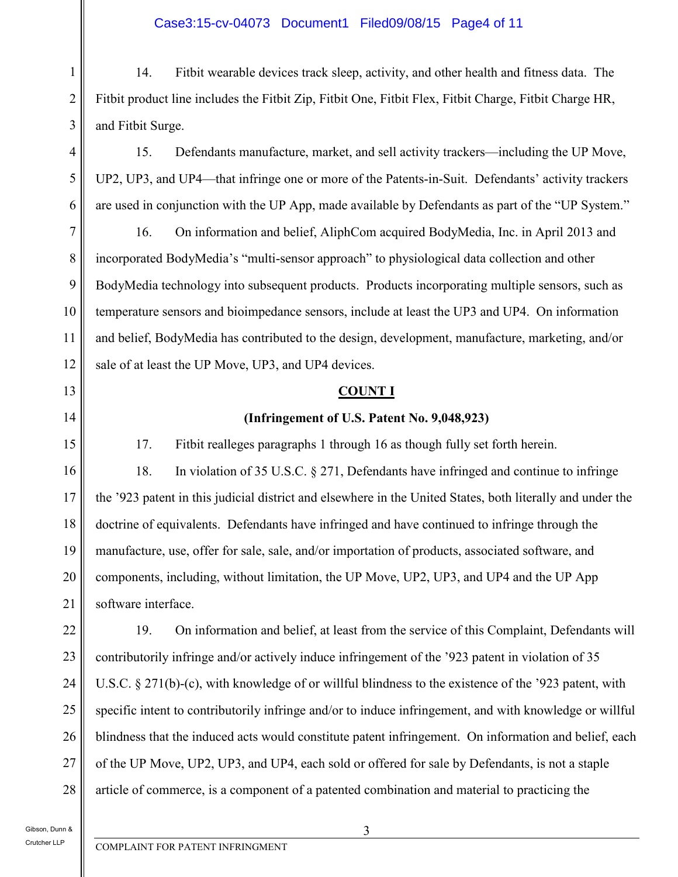14. Fitbit wearable devices track sleep, activity, and other health and fitness data. The Fitbit product line includes the Fitbit Zip, Fitbit One, Fitbit Flex, Fitbit Charge, Fitbit Charge HR, and Fitbit Surge.

15. Defendants manufacture, market, and sell activity trackers—including the UP Move, UP2, UP3, and UP4—that infringe one or more of the Patents-in-Suit. Defendants' activity trackers are used in conjunction with the UP App, made available by Defendants as part of the "UP System."

16. On information and belief, AliphCom acquired BodyMedia, Inc. in April 2013 and incorporated BodyMedia's "multi-sensor approach" to physiological data collection and other BodyMedia technology into subsequent products. Products incorporating multiple sensors, such as temperature sensors and bioimpedance sensors, include at least the UP3 and UP4. On information and belief, BodyMedia has contributed to the design, development, manufacture, marketing, and/or sale of at least the UP Move, UP3, and UP4 devices.

## COUNT I

### (Infringement of U.S. Patent No. 9,048,923)

17. Fitbit realleges paragraphs 1 through 16 as though fully set forth herein.

18. In violation of 35 U.S.C. § 271, Defendants have infringed and continue to infringe the '923 patent in this judicial district and elsewhere in the United States, both literally and under the doctrine of equivalents. Defendants have infringed and have continued to infringe through the manufacture, use, offer for sale, sale, and/or importation of products, associated software, and components, including, without limitation, the UP Move, UP2, UP3, and UP4 and the UP App software interface.

19. On information and belief, at least from the service of this Complaint, Defendants will contributorily infringe and/or actively induce infringement of the '923 patent in violation of 35 U.S.C. § 271(b)-(c), with knowledge of or willful blindness to the existence of the '923 patent, with specific intent to contributorily infringe and/or to induce infringement, and with knowledge or willful blindness that the induced acts would constitute patent infringement. On information and belief, each of the UP Move, UP2, UP3, and UP4, each sold or offered for sale by Defendants, is not a staple article of commerce, is a component of a patented combination and material to practicing the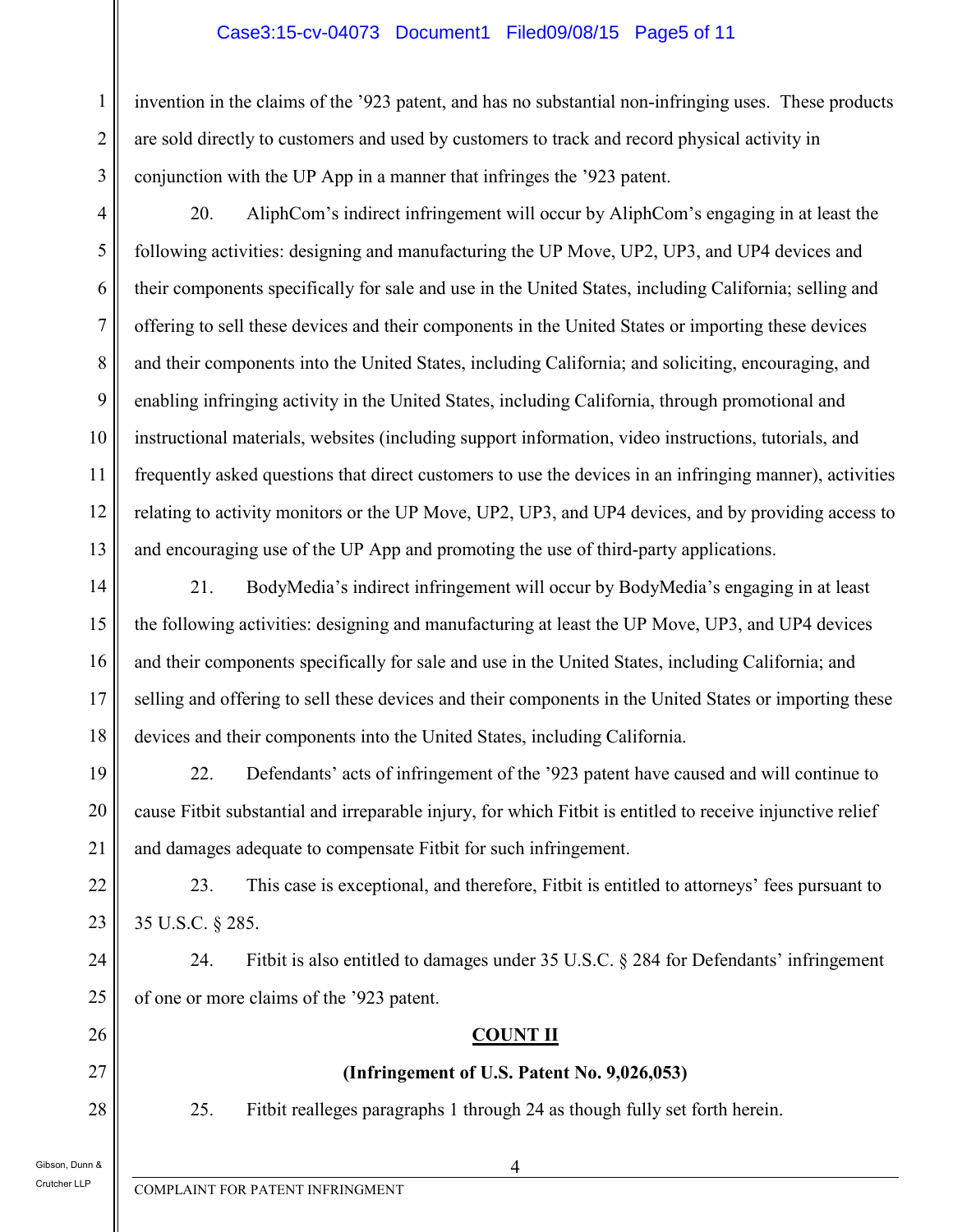invention in the claims of the ’923 patent, and has no substantial non-infringing uses. These products are sold directly to customers and used by customers to track and record physical activity in conjunction with the UP App in a manner that infringes the ’923 patent.

20. AliphCom’s indirect infringement will occur by AliphCom’s engaging in at least the following activities: designing and manufacturing the UP Move, UP2, UP3, and UP4 devices and their components specifically for sale and use in the United States, including California; selling and offering to sell these devices and their components in the United States or importing these devices and their components into the United States, including California; and soliciting, encouraging, and enabling infringing activity in the United States, including California, through promotional and instructional materials, websites (including support information, video instructions, tutorials, and frequently asked questions that direct customers to use the devices in an infringing manner), activities relating to activity monitors or the UP Move, UP2, UP3, and UP4 devices, and by providing access to and encouraging use of the UP App and promoting the use of third-party applications.

21. BodyMedia’s indirect infringement will occur by BodyMedia’s engaging in at least the following activities: designing and manufacturing at least the UP Move, UP3, and UP4 devices and their components specifically for sale and use in the United States, including California; and selling and offering to sell these devices and their components in the United States or importing these devices and their components into the United States, including California.

22. Defendants’ acts of infringement of the ’923 patent have caused and will continue to cause Fitbit substantial and irreparable injury, for which Fitbit is entitled to receive injunctive relief and damages adequate to compensate Fitbit for such infringement.

23. This case is exceptional, and therefore, Fitbit is entitled to attorneys’ fees pursuant to 35 U.S.C. § 285.

24. Fitbit is also entitled to damages under 35 U.S.C. § 284 for Defendants’ infringement of one or more claims of the ’923 patent.

## COUNT II

### (Infringement of U.S. Patent No. 9,026,053)

25. Fitbit realleges paragraphs 1 through 24 as though fully set forth herein.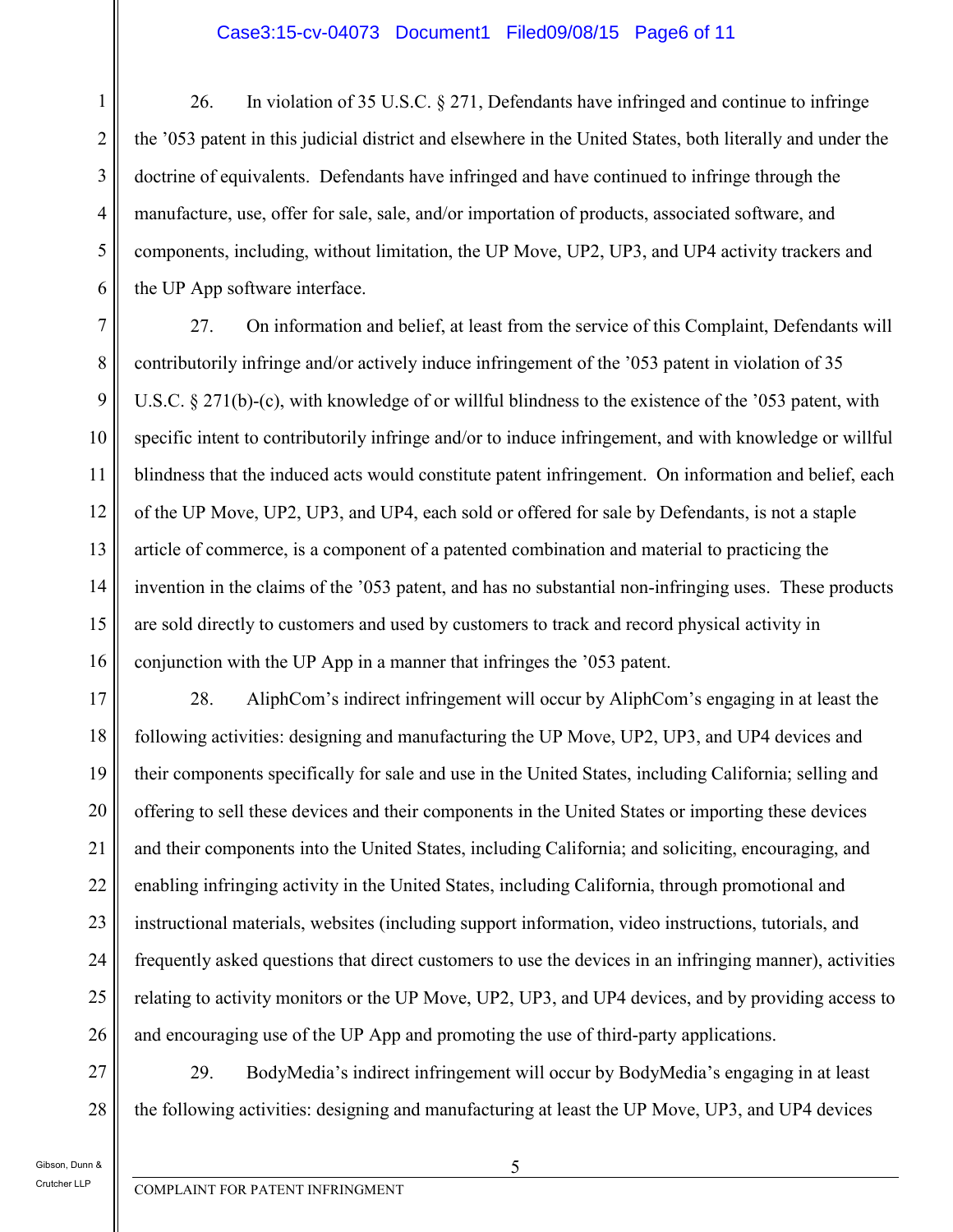26. In violation of 35 U.S.C. § 271, Defendants have infringed and continue to infringe the ’053 patent in this judicial district and elsewhere in the United States, both literally and under the doctrine of equivalents. Defendants have infringed and have continued to infringe through the manufacture, use, offer for sale, sale, and/or importation of products, associated software, and components, including, without limitation, the UP Move, UP2, UP3, and UP4 activity trackers and the UP App software interface.

27. On information and belief, at least from the service of this Complaint, Defendants will contributorily infringe and/or actively induce infringement of the ’053 patent in violation of 35 U.S.C. § 271(b)-(c), with knowledge of or willful blindness to the existence of the ’053 patent, with specific intent to contributorily infringe and/or to induce infringement, and with knowledge or willful blindness that the induced acts would constitute patent infringement. On information and belief, each of the UP Move, UP2, UP3, and UP4, each sold or offered for sale by Defendants, is not a staple article of commerce, is a component of a patented combination and material to practicing the invention in the claims of the ’053 patent, and has no substantial non-infringing uses. These products are sold directly to customers and used by customers to track and record physical activity in conjunction with the UP App in a manner that infringes the ’053 patent.

28. AliphCom’s indirect infringement will occur by AliphCom’s engaging in at least the following activities: designing and manufacturing the UP Move, UP2, UP3, and UP4 devices and their components specifically for sale and use in the United States, including California; selling and offering to sell these devices and their components in the United States or importing these devices and their components into the United States, including California; and soliciting, encouraging, and enabling infringing activity in the United States, including California, through promotional and instructional materials, websites (including support information, video instructions, tutorials, and frequently asked questions that direct customers to use the devices in an infringing manner), activities relating to activity monitors or the UP Move, UP2, UP3, and UP4 devices, and by providing access to and encouraging use of the UP App and promoting the use of third-party applications.

29. BodyMedia’s indirect infringement will occur by BodyMedia’s engaging in at least the following activities: designing and manufacturing at least the UP Move, UP3, and UP4 devices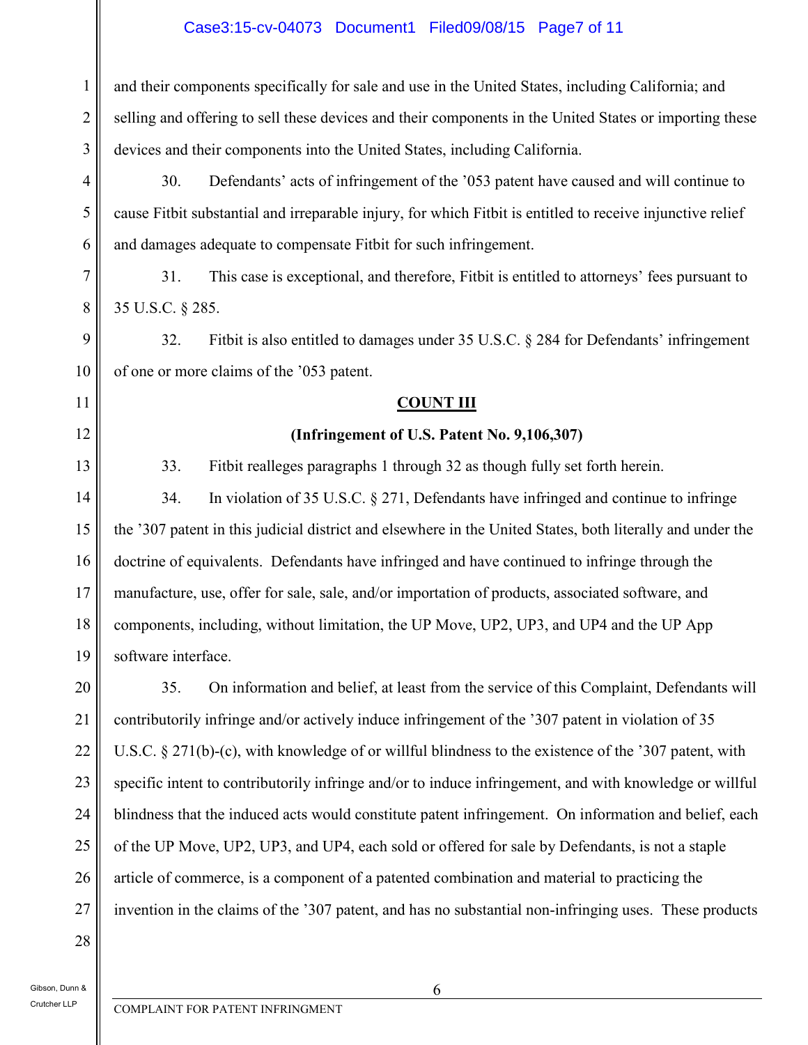and their components specifically for sale and use in the United States, including California; and selling and offering to sell these devices and their components in the United States or importing these devices and their components into the United States, including California.

30. Defendants' acts of infringement of the '053 patent have caused and will continue to cause Fitbit substantial and irreparable injury, for which Fitbit is entitled to receive injunctive relief and damages adequate to compensate Fitbit for such infringement.

31. This case is exceptional, and therefore, Fitbit is entitled to attorneys' fees pursuant to 35 U.S.C. § 285.

32. Fitbit is also entitled to damages under 35 U.S.C. § 284 for Defendants' infringement of one or more claims of the '053 patent.

## COUNT III

### (Infringement of U.S. Patent No. 9,106,307)

33. Fitbit realleges paragraphs 1 through 32 as though fully set forth herein.

34. In violation of 35 U.S.C. § 271, Defendants have infringed and continue to infringe the '307 patent in this judicial district and elsewhere in the United States, both literally and under the doctrine of equivalents. Defendants have infringed and have continued to infringe through the manufacture, use, offer for sale, sale, and/or importation of products, associated software, and components, including, without limitation, the UP Move, UP2, UP3, and UP4 and the UP App software interface.

35. On information and belief, at least from the service of this Complaint, Defendants will contributorily infringe and/or actively induce infringement of the '307 patent in violation of 35 U.S.C. § 271(b)-(c), with knowledge of or willful blindness to the existence of the '307 patent, with specific intent to contributorily infringe and/or to induce infringement, and with knowledge or willful blindness that the induced acts would constitute patent infringement. On information and belief, each of the UP Move, UP2, UP3, and UP4, each sold or offered for sale by Defendants, is not a staple article of commerce, is a component of a patented combination and material to practicing the invention in the claims of the '307 patent, and has no substantial non-infringing uses. These products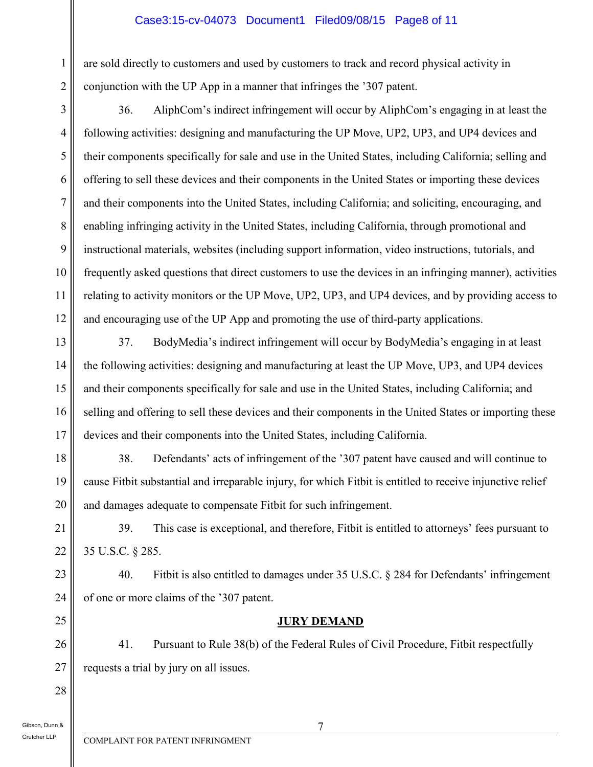are sold directly to customers and used by customers to track and record physical activity in conjunction with the UP App in a manner that infringes the ’307 patent.

36. AliphCom’s indirect infringement will occur by AliphCom’s engaging in at least the following activities: designing and manufacturing the UP Move, UP2, UP3, and UP4 devices and their components specifically for sale and use in the United States, including California; selling and offering to sell these devices and their components in the United States or importing these devices and their components into the United States, including California; and soliciting, encouraging, and enabling infringing activity in the United States, including California, through promotional and instructional materials, websites (including support information, video instructions, tutorials, and frequently asked questions that direct customers to use the devices in an infringing manner), activities relating to activity monitors or the UP Move, UP2, UP3, and UP4 devices, and by providing access to and encouraging use of the UP App and promoting the use of third-party applications.

37. BodyMedia’s indirect infringement will occur by BodyMedia’s engaging in at least the following activities: designing and manufacturing at least the UP Move, UP3, and UP4 devices and their components specifically for sale and use in the United States, including California; and selling and offering to sell these devices and their components in the United States or importing these devices and their components into the United States, including California.

38. Defendants’ acts of infringement of the ’307 patent have caused and will continue to cause Fitbit substantial and irreparable injury, for which Fitbit is entitled to receive injunctive relief and damages adequate to compensate Fitbit for such infringement.

39. This case is exceptional, and therefore, Fitbit is entitled to attorneys’ fees pursuant to 35 U.S.C. § 285.

40. Fitbit is also entitled to damages under 35 U.S.C. § 284 for Defendants’ infringement of one or more claims of the ’307 patent.

## JURY DEMAND

41. Pursuant to Rule 38(b) of the Federal Rules of Civil Procedure, Fitbit respectfully requests a trial by jury on all issues.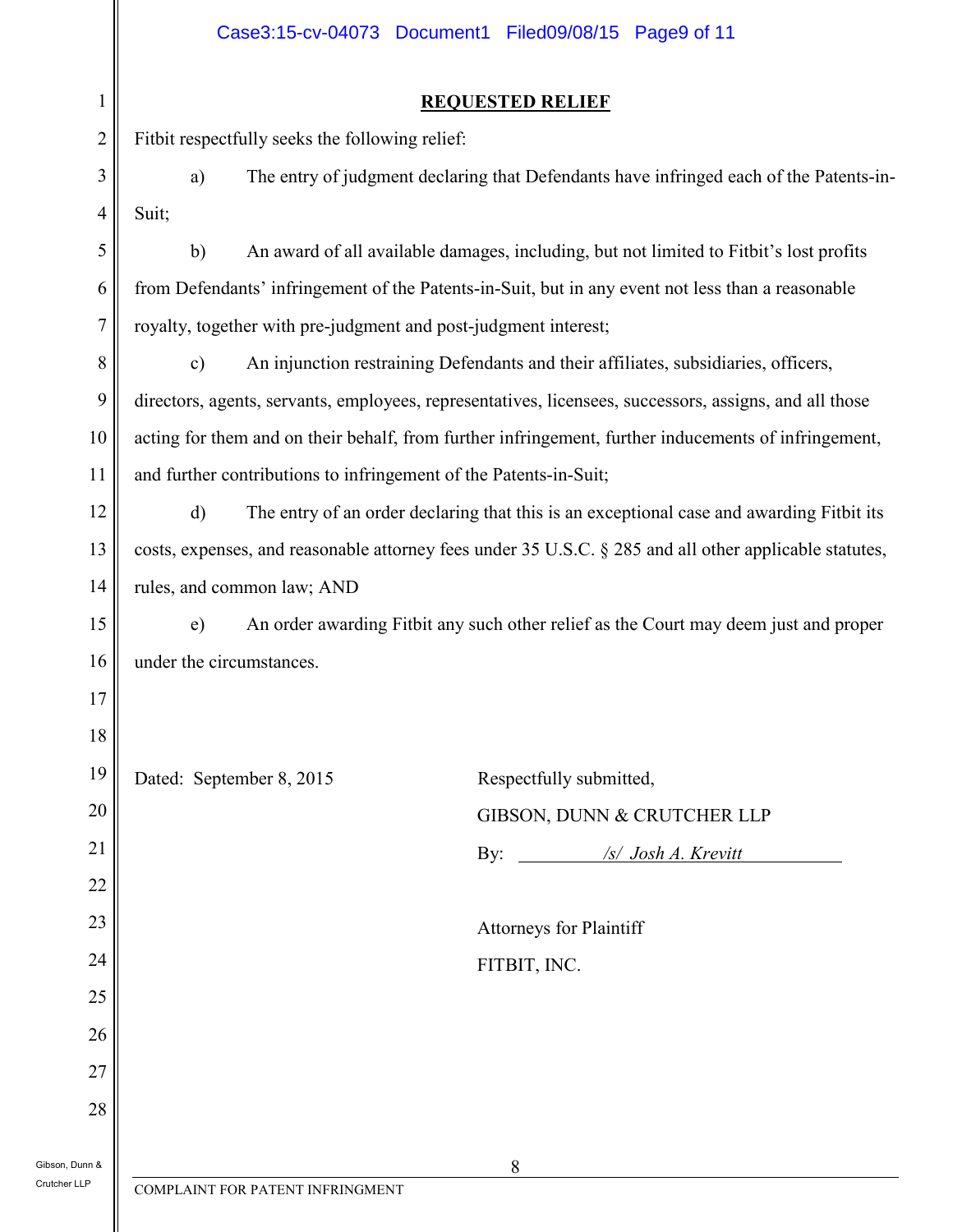## REQUESTED RELIEF

Fitbit respectfully seeks the following relief:

a) The entry of judgment declaring that Defendants have infringed each of the Patents-in-Suit;

b) An award of all available damages, including, but not limited to Fitbit's lost profits from Defendants' infringement of the Patents-in-Suit, but in any event not less than a reasonable royalty, together with pre-judgment and post-judgment interest;

c) An injunction restraining Defendants and their affiliates, subsidiaries, officers, directors, agents, servants, employees, representatives, licensees, successors, assigns, and all those acting for them and on their behalf, from further infringement, further inducements of infringement, and further contributions to infringement of the Patents-in-Suit;

d) The entry of an order declaring that this is an exceptional case and awarding Fitbit its costs, expenses, and reasonable attorney fees under 35 U.S.C. § 285 and all other applicable statutes, rules, and common law; AND

e) An order awarding Fitbit any such other relief as the Court may deem just and proper under the circumstances.

Dated: September 8, 2015

Respectfully submitted,

GIBSON, DUNN & CRUTCHER LLP

By: */s/ Josh A. Krevitt*

Attorneys for Plaintiff
FITBIT, INC.

COMPLAINT FOR PATENT INFRINGMENT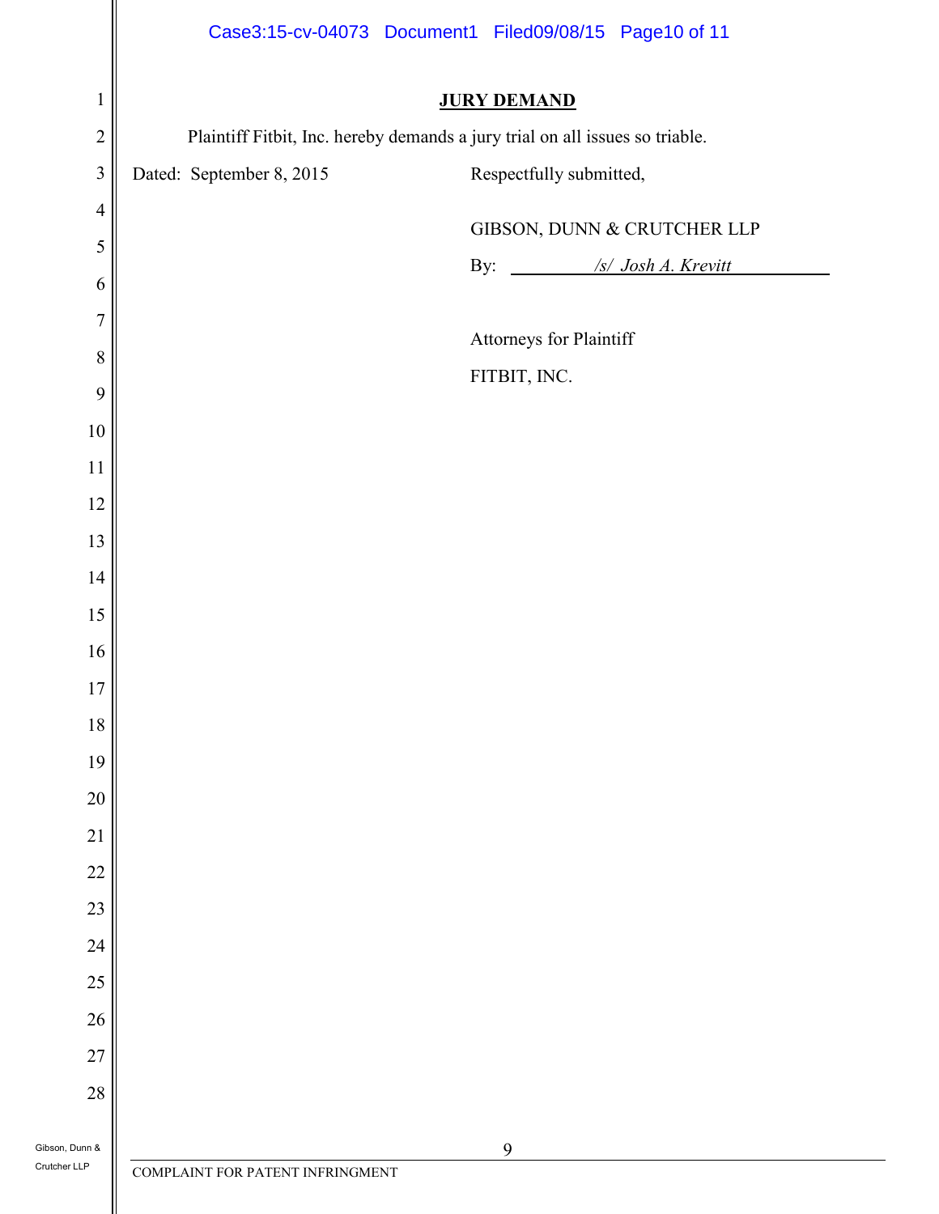**JURY DEMAND**

Plaintiff Fitbit, Inc. hereby demands a jury trial on all issues so triable.

Dated: September 8, 2015

Respectfully submitted,

GIBSON, DUNN & CRUTCHER LLP

By: /s/ *Josh A. Krevitt*

Attorneys for Plaintiff

FITBIT, INC.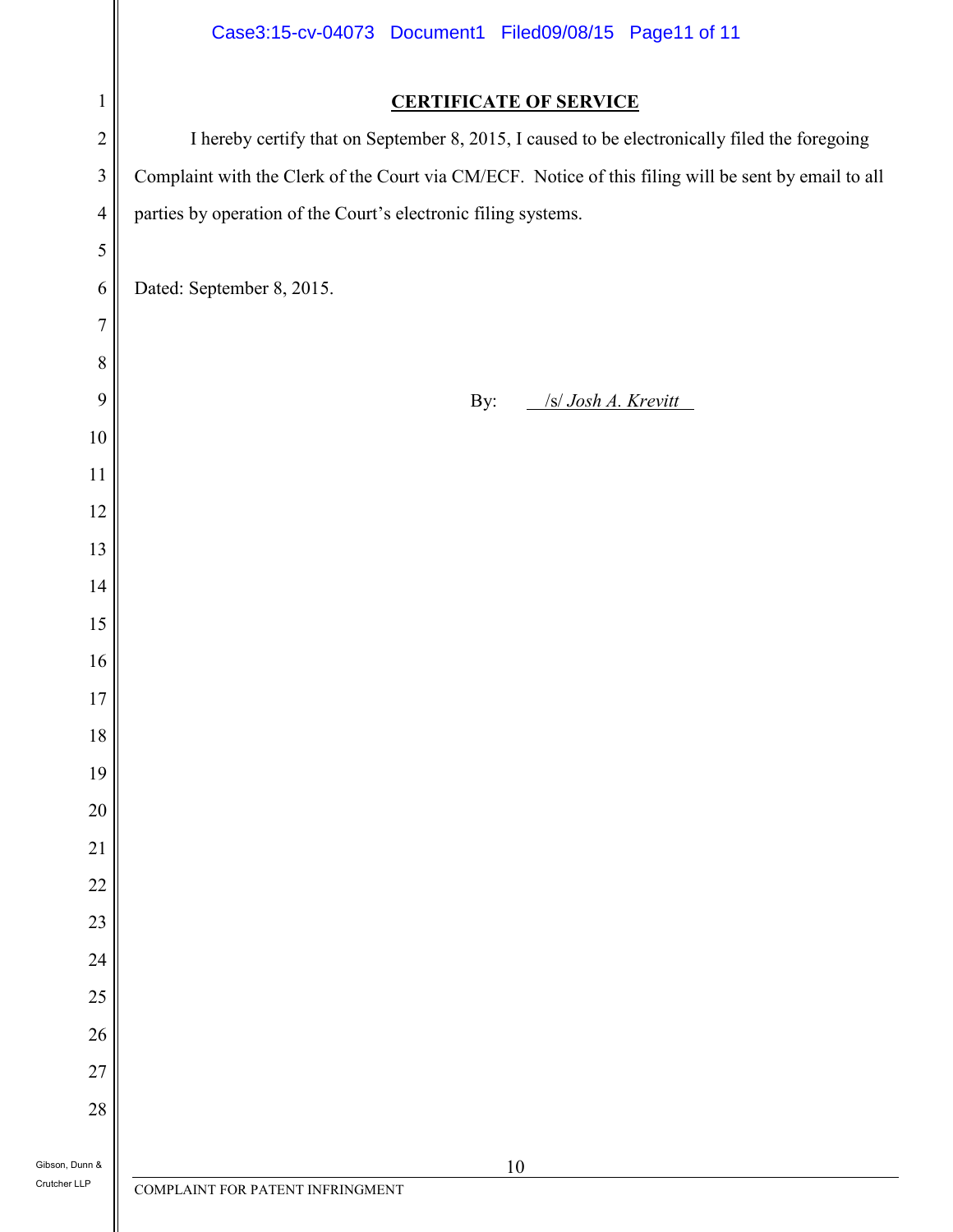**CERTIFICATE OF SERVICE**

I hereby certify that on September 8, 2015, I caused to be electronically filed the foregoing Complaint with the Clerk of the Court via CM/ECF. Notice of this filing will be sent by email to all parties by operation of the Court's electronic filing systems.

Dated: September 8, 2015.

By: /s/ *Josh A. Krevitt*